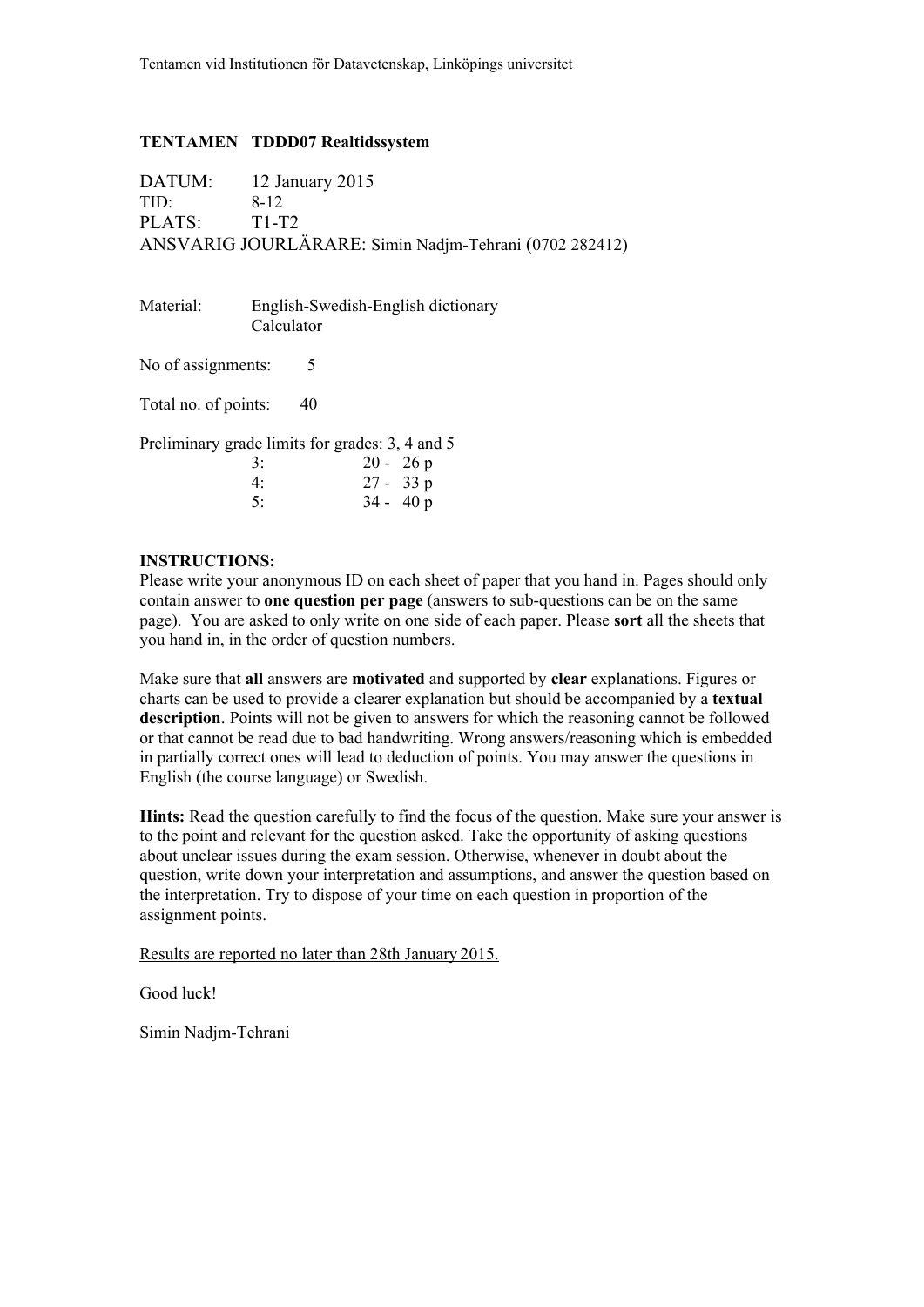Tentamen vid Institutionen för Datavetenskap, Linköpings universitet

**TENTAMEN TDDD07 Realtidssystem**

DATUM: 12 January 2015
TID: 8-12
PLATS: T1-T2
ANSVARIG JOURLÄRARE: Simin Nadjm-Tehrani (0702 282412)

Material: English-Swedish-English dictionary
Calculator

No of assignments: 5

Total no. of points: 40

Preliminary grade limits for grades: 3, 4 and 5

| | |
|---|---|
| 3: | 20 - 26 p |
| 4: | 27 - 33 p |
| 5: | 34 - 40 p |

**INSTRUCTIONS:**
Please write your anonymous ID on each sheet of paper that you hand in. Pages should only contain answer to **one question per page** (answers to sub-questions can be on the same page). You are asked to only write on one side of each paper. Please **sort** all the sheets that you hand in, in the order of question numbers.

Make sure that **all** answers are **motivated** and supported by **clear** explanations. Figures or charts can be used to provide a clearer explanation but should be accompanied by a **textual description**. Points will not be given to answers for which the reasoning cannot be followed or that cannot be read due to bad handwriting. Wrong answers/reasoning which is embedded in partially correct ones will lead to deduction of points. You may answer the questions in English (the course language) or Swedish.

**Hints:** Read the question carefully to find the focus of the question. Make sure your answer is to the point and relevant for the question asked. Take the opportunity of asking questions about unclear issues during the exam session. Otherwise, whenever in doubt about the question, write down your interpretation and assumptions, and answer the question based on the interpretation. Try to dispose of your time on each question in proportion of the assignment points.

Results are reported no later than 28th January 2015.

Good luck!

Simin Nadjm-Tehrani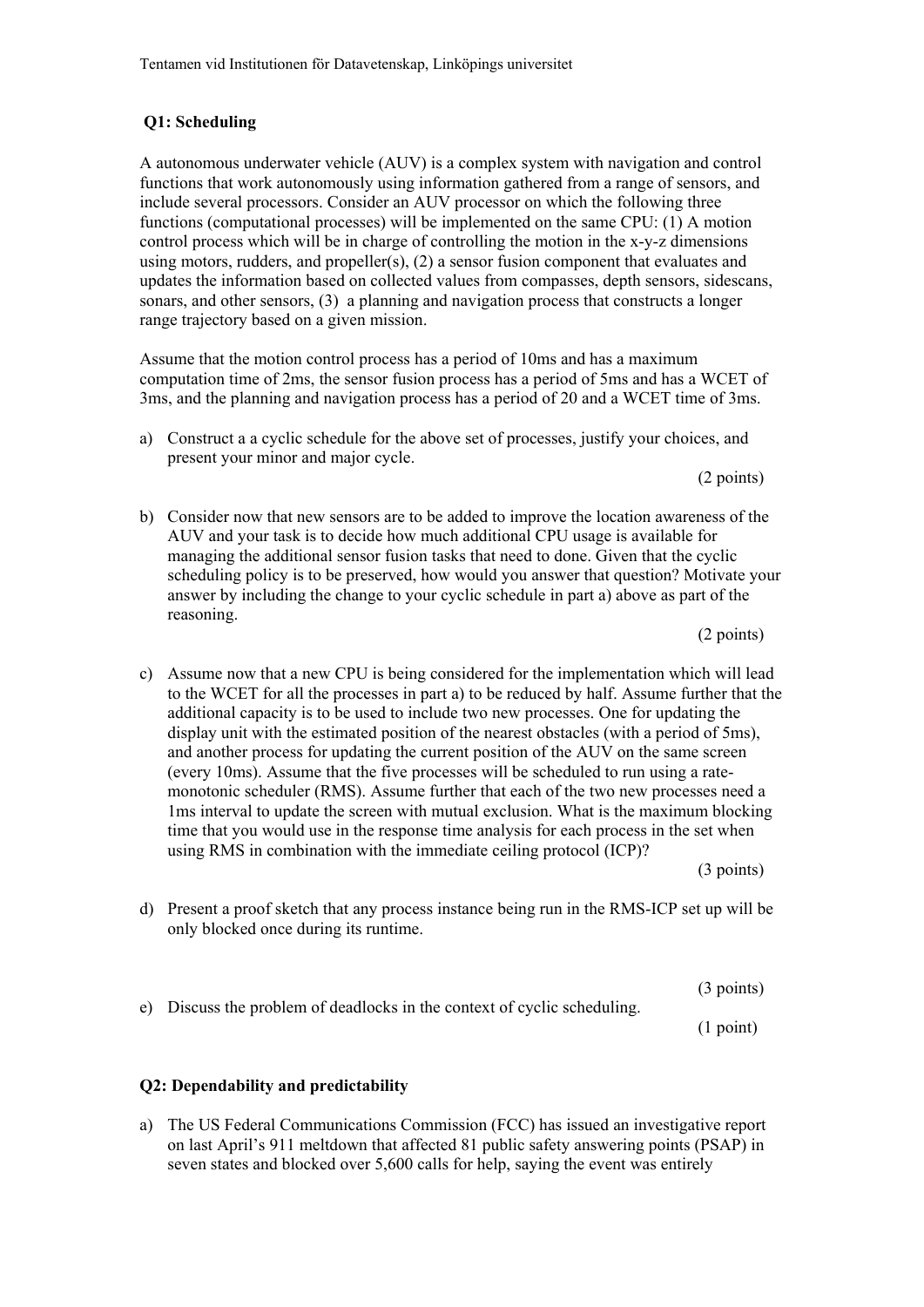### Q1: Scheduling

A autonomous underwater vehicle (AUV) is a complex system with navigation and control functions that work autonomously using information gathered from a range of sensors, and include several processors. Consider an AUV processor on which the following three functions (computational processes) will be implemented on the same CPU: (1) A motion control process which will be in charge of controlling the motion in the x-y-z dimensions using motors, rudders, and propeller(s), (2) a sensor fusion component that evaluates and updates the information based on collected values from compasses, depth sensors, sidescans, sonars, and other sensors, (3) a planning and navigation process that constructs a longer range trajectory based on a given mission.

Assume that the motion control process has a period of 10ms and has a maximum computation time of 2ms, the sensor fusion process has a period of 5ms and has a WCET of 3ms, and the planning and navigation process has a period of 20 and a WCET time of 3ms.

a) Construct a a cyclic schedule for the above set of processes, justify your choices, and present your minor and major cycle.

(2 points)

b) Consider now that new sensors are to be added to improve the location awareness of the AUV and your task is to decide how much additional CPU usage is available for managing the additional sensor fusion tasks that need to done. Given that the cyclic scheduling policy is to be preserved, how would you answer that question? Motivate your answer by including the change to your cyclic schedule in part a) above as part of the reasoning.

(2 points)

c) Assume now that a new CPU is being considered for the implementation which will lead to the WCET for all the processes in part a) to be reduced by half. Assume further that the additional capacity is to be used to include two new processes. One for updating the display unit with the estimated position of the nearest obstacles (with a period of 5ms), and another process for updating the current position of the AUV on the same screen (every 10ms). Assume that the five processes will be scheduled to run using a rate-monotonic scheduler (RMS). Assume further that each of the two new processes need a 1ms interval to update the screen with mutual exclusion. What is the maximum blocking time that you would use in the response time analysis for each process in the set when using RMS in combination with the immediate ceiling protocol (ICP)?

(3 points)

d) Present a proof sketch that any process instance being run in the RMS-ICP set up will be only blocked once during its runtime.

(3 points)

e) Discuss the problem of deadlocks in the context of cyclic scheduling.

(1 point)

### Q2: Dependability and predictability

a) The US Federal Communications Commission (FCC) has issued an investigative report on last April's 911 meltdown that affected 81 public safety answering points (PSAP) in seven states and blocked over 5,600 calls for help, saying the event was entirely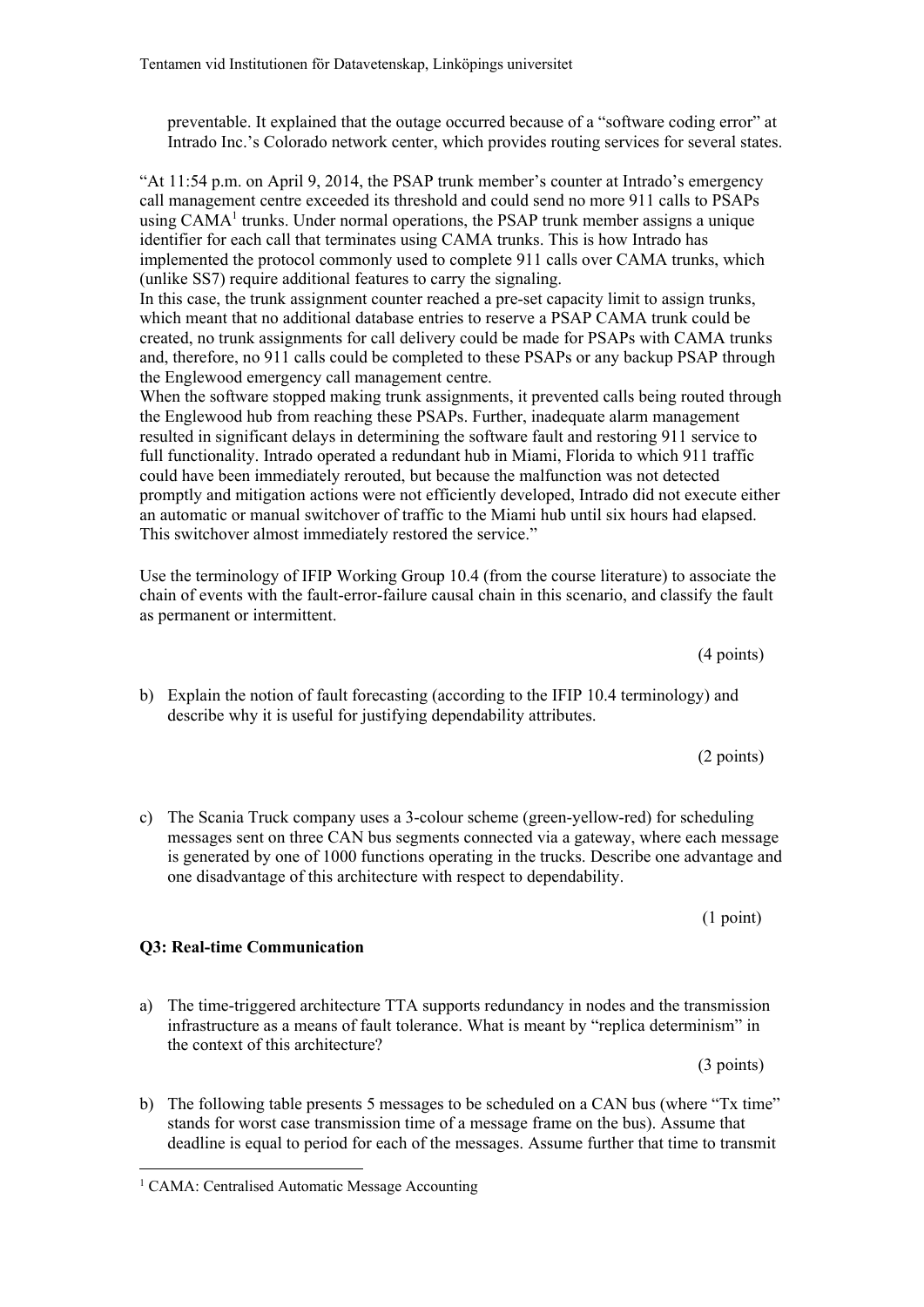preventable. It explained that the outage occurred because of a "software coding error" at Intrado Inc.'s Colorado network center, which provides routing services for several states.

"At 11:54 p.m. on April 9, 2014, the PSAP trunk member's counter at Intrado's emergency call management centre exceeded its threshold and could send no more 911 calls to PSAPs using CAMA[1] trunks. Under normal operations, the PSAP trunk member assigns a unique identifier for each call that terminates using CAMA trunks. This is how Intrado has implemented the protocol commonly used to complete 911 calls over CAMA trunks, which (unlike SS7) require additional features to carry the signaling.
In this case, the trunk assignment counter reached a pre-set capacity limit to assign trunks, which meant that no additional database entries to reserve a PSAP CAMA trunk could be created, no trunk assignments for call delivery could be made for PSAPs with CAMA trunks and, therefore, no 911 calls could be completed to these PSAPs or any backup PSAP through the Englewood emergency call management centre.
When the software stopped making trunk assignments, it prevented calls being routed through the Englewood hub from reaching these PSAPs. Further, inadequate alarm management resulted in significant delays in determining the software fault and restoring 911 service to full functionality. Intrado operated a redundant hub in Miami, Florida to which 911 traffic could have been immediately rerouted, but because the malfunction was not detected promptly and mitigation actions were not efficiently developed, Intrado did not execute either an automatic or manual switchover of traffic to the Miami hub until six hours had elapsed. This switchover almost immediately restored the service."

Use the terminology of IFIP Working Group 10.4 (from the course literature) to associate the chain of events with the fault-error-failure causal chain in this scenario, and classify the fault as permanent or intermittent.

(4 points)

b) Explain the notion of fault forecasting (according to the IFIP 10.4 terminology) and describe why it is useful for justifying dependability attributes.

(2 points)

c) The Scania Truck company uses a 3-colour scheme (green-yellow-red) for scheduling messages sent on three CAN bus segments connected via a gateway, where each message is generated by one of 1000 functions operating in the trucks. Describe one advantage and one disadvantage of this architecture with respect to dependability.

(1 point)

### Q3: Real-time Communication

a) The time-triggered architecture TTA supports redundancy in nodes and the transmission infrastructure as a means of fault tolerance. What is meant by "replica determinism" in the context of this architecture?

(3 points)

b) The following table presents 5 messages to be scheduled on a CAN bus (where "Tx time" stands for worst case transmission time of a message frame on the bus). Assume that deadline is equal to period for each of the messages. Assume further that time to transmit

[1] CAMA: Centralised Automatic Message Accounting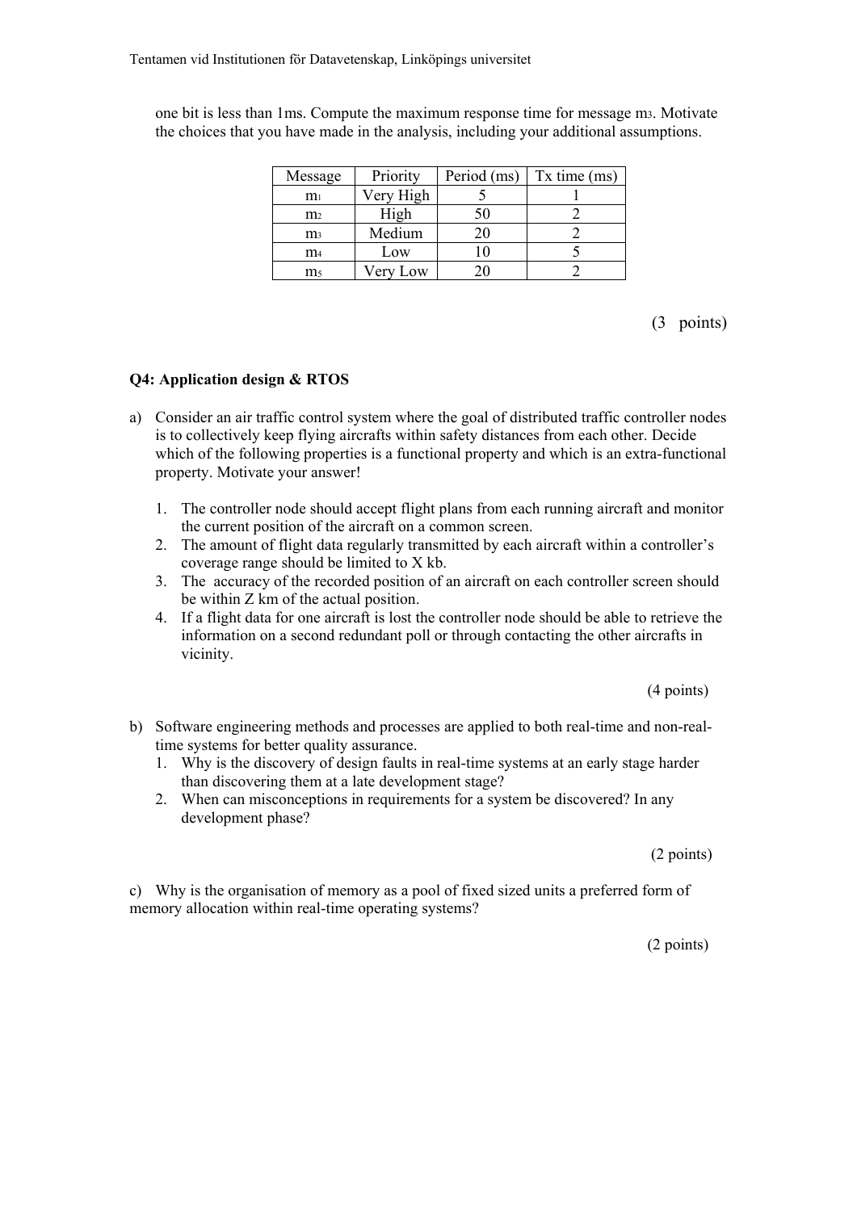one bit is less than 1ms. Compute the maximum response time for message $m_3$. Motivate the choices that you have made in the analysis, including your additional assumptions.

| Message | Priority | Period (ms) | Tx time (ms) |
|---|---|---|---|
| $m_1$ | Very High | 5 | 1 |
| $m_2$ | High | 50 | 2 |
| $m_3$ | Medium | 20 | 2 |
| $m_4$ | Low | 10 | 5 |
| $m_5$ | Very Low | 20 | 2 |

(3 points)

**Q4: Application design & RTOS**

a) Consider an air traffic control system where the goal of distributed traffic controller nodes is to collectively keep flying aircrafts within safety distances from each other. Decide which of the following properties is a functional property and which is an extra-functional property. Motivate your answer!

1. The controller node should accept flight plans from each running aircraft and monitor the current position of the aircraft on a common screen.
2. The amount of flight data regularly transmitted by each aircraft within a controller's coverage range should be limited to X kb.
3. The accuracy of the recorded position of an aircraft on each controller screen should be within Z km of the actual position.
4. If a flight data for one aircraft is lost the controller node should be able to retrieve the information on a second redundant poll or through contacting the other aircrafts in vicinity.

(4 points)

b) Software engineering methods and processes are applied to both real-time and non-real-time systems for better quality assurance.
1. Why is the discovery of design faults in real-time systems at an early stage harder than discovering them at a late development stage?
2. When can misconceptions in requirements for a system be discovered? In any development phase?

(2 points)

c) Why is the organisation of memory as a pool of fixed sized units a preferred form of memory allocation within real-time operating systems?

(2 points)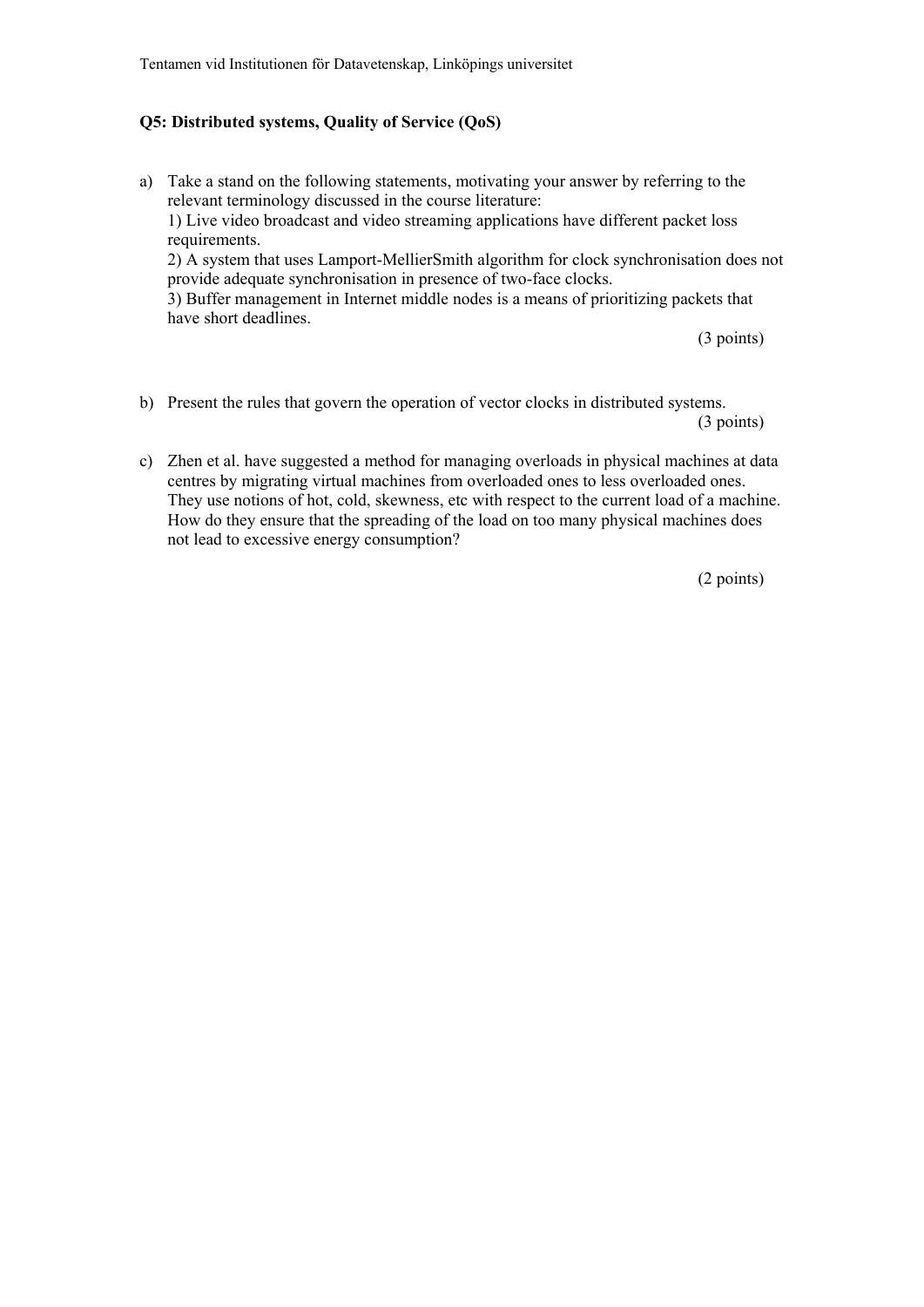## Q5: Distributed systems, Quality of Service (QoS)

a) Take a stand on the following statements, motivating your answer by referring to the relevant terminology discussed in the course literature:
   1) Live video broadcast and video streaming applications have different packet loss requirements.
   2) A system that uses Lamport-MellierSmith algorithm for clock synchronisation does not provide adequate synchronisation in presence of two-face clocks.
   3) Buffer management in Internet middle nodes is a means of prioritizing packets that have short deadlines.

   (3 points)

b) Present the rules that govern the operation of vector clocks in distributed systems.

   (3 points)

c) Zhen et al. have suggested a method for managing overloads in physical machines at data centres by migrating virtual machines from overloaded ones to less overloaded ones. They use notions of hot, cold, skewness, etc with respect to the current load of a machine. How do they ensure that the spreading of the load on too many physical machines does not lead to excessive energy consumption?

   (2 points)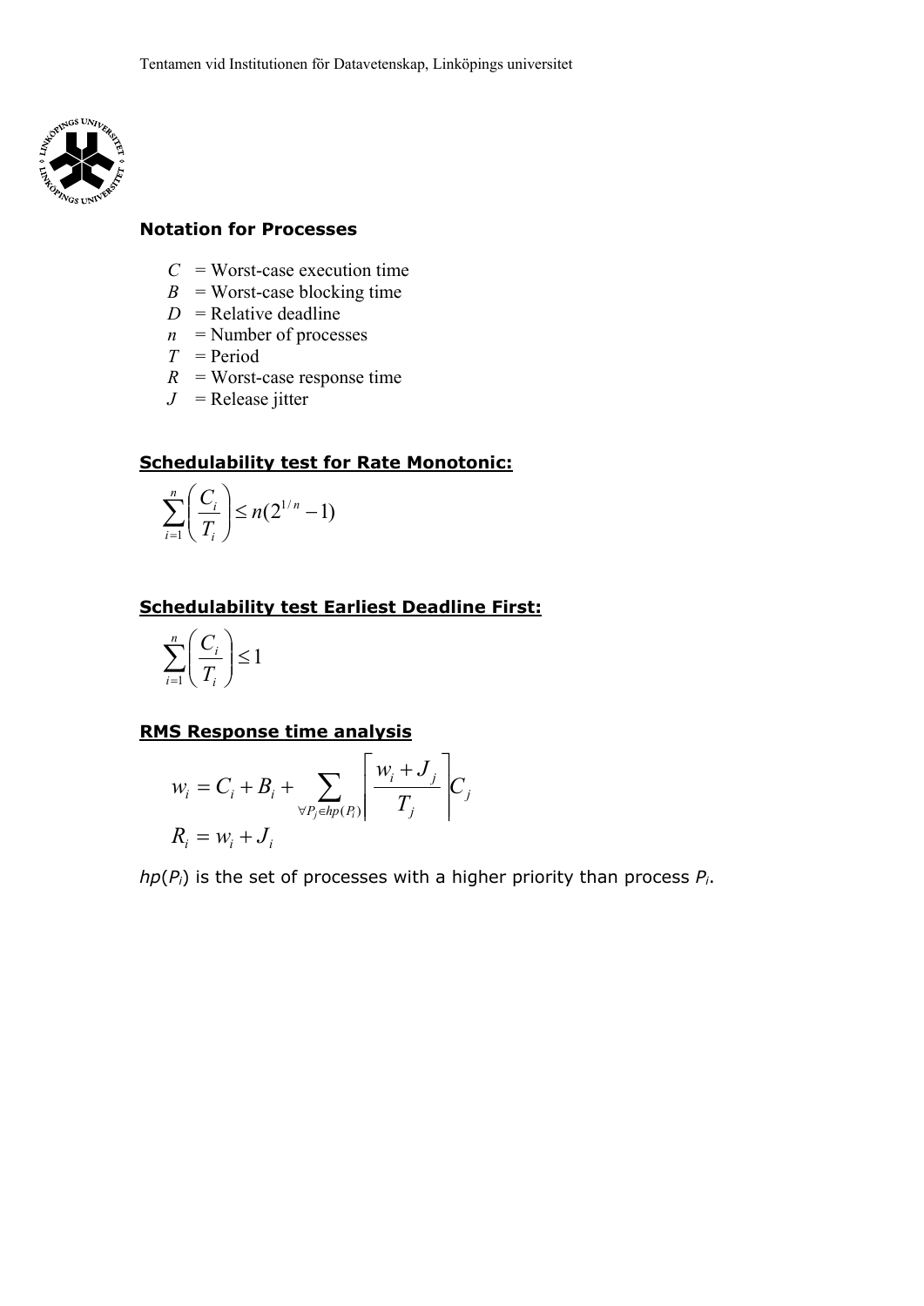## Notation for Processes

- $C$ = Worst-case execution time
- $B$ = Worst-case blocking time
- $D$ = Relative deadline
- $n$ = Number of processes
- $T$ = Period
- $R$ = Worst-case response time
- $J$ = Release jitter

## Schedulability test for Rate Monotonic:

$$\sum_{i=1}^{n}\left(\frac{C_i}{T_i}\right) \leq n(2^{1/n} - 1)$$

## Schedulability test Earliest Deadline First:

$$\sum_{i=1}^{n}\left(\frac{C_i}{T_i}\right) \leq 1$$

## RMS Response time analysis

$$w_i = C_i + B_i + \sum_{\forall P_j \in hp(P_i)} \left\lceil \frac{w_i + J_j}{T_j} \right\rceil C_j$$

$$R_i = w_i + J_i$$

$hp(P_i)$ is the set of processes with a higher priority than process $P_i$.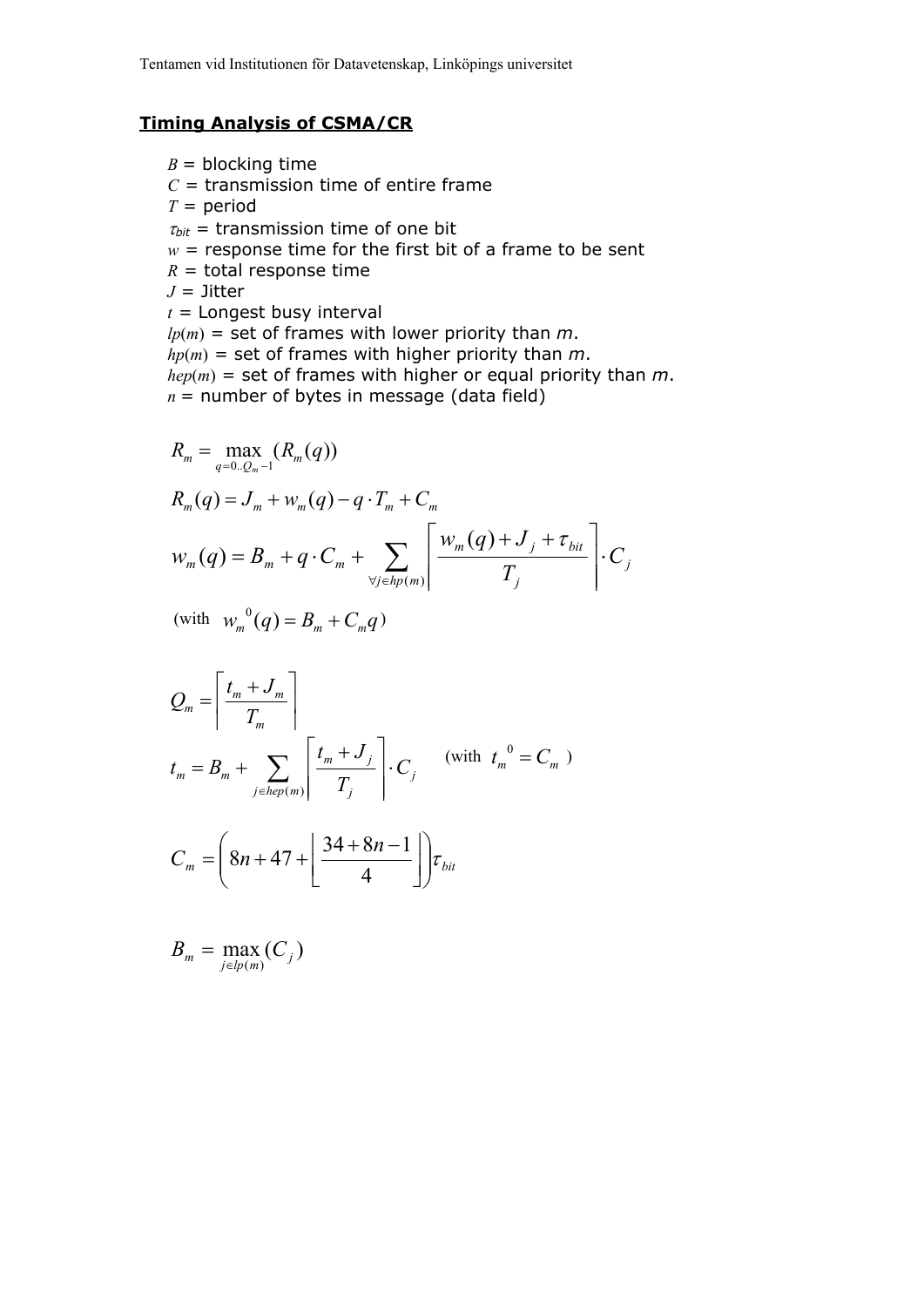## Timing Analysis of CSMA/CR

$B$ = blocking time
$C$ = transmission time of entire frame
$T$ = period
$\tau_{bit}$ = transmission time of one bit
$w$ = response time for the first bit of a frame to be sent
$R$ = total response time
$J$ = Jitter
$t$ = Longest busy interval
$lp(m)$ = set of frames with lower priority than $m$.
$hp(m)$ = set of frames with higher priority than $m$.
$hep(m)$ = set of frames with higher or equal priority than $m$.
$n$ = number of bytes in message (data field)

$$R_m = \max_{q=0..Q_m-1}(R_m(q))$$

$$R_m(q) = J_m + w_m(q) - q \cdot T_m + C_m$$

$$w_m(q) = B_m + q \cdot C_m + \sum_{\forall j \in hp(m)} \left\lceil \frac{w_m(q) + J_j + \tau_{bit}}{T_j} \right\rceil \cdot C_j$$

(with $w_m^{\ 0}(q) = B_m + C_m q$)

$$Q_m = \left\lceil \frac{t_m + J_m}{T_m} \right\rceil$$

$$t_m = B_m + \sum_{j \in hep(m)} \left\lceil \frac{t_m + J_j}{T_j} \right\rceil \cdot C_j \qquad \text{(with } t_m^{\ 0} = C_m \text{)}$$

$$C_m = \left( 8n + 47 + \left\lfloor \frac{34 + 8n - 1}{4} \right\rfloor \right) \tau_{bit}$$

$$B_m = \max_{j \in lp(m)}(C_j)$$